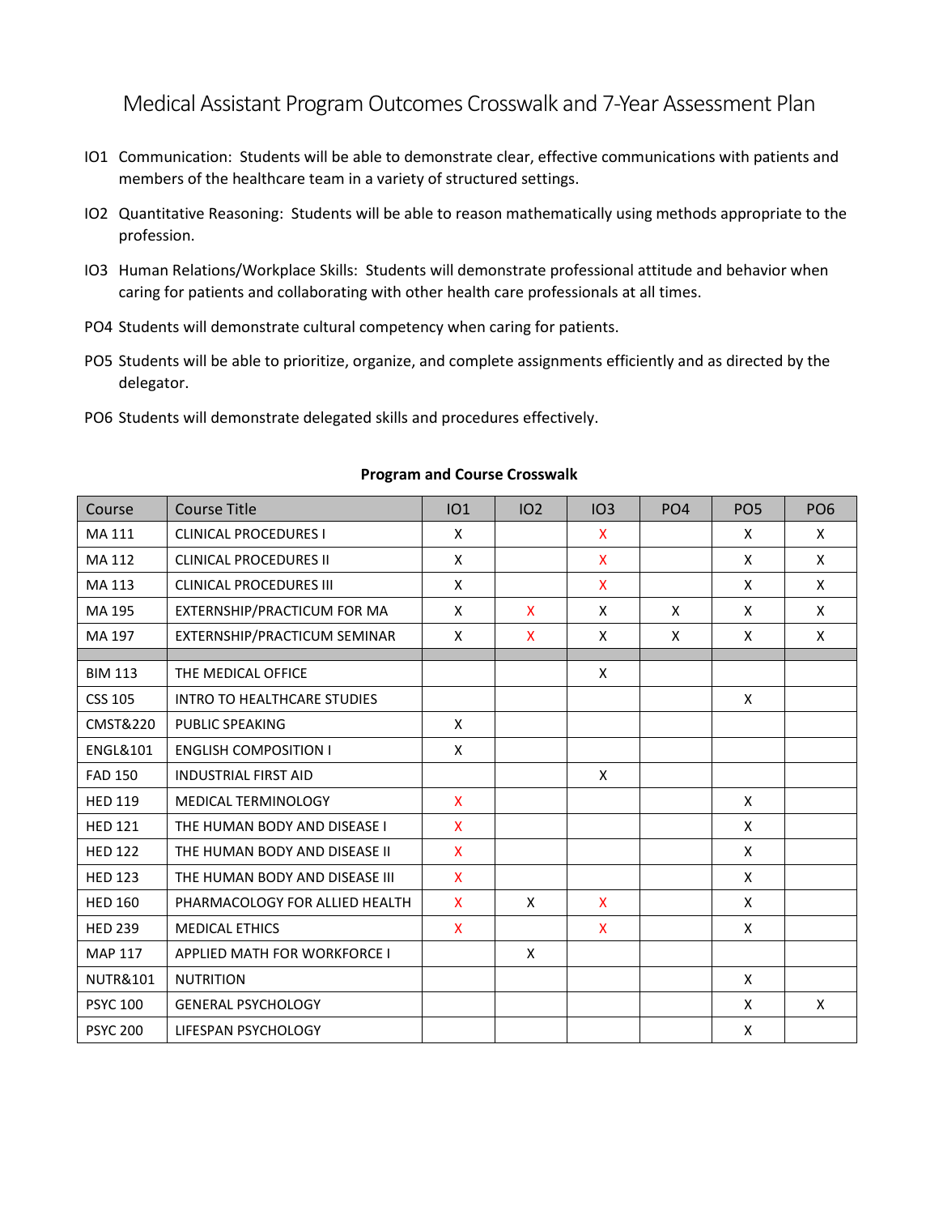# Medical Assistant Program Outcomes Crosswalk and 7-Year Assessment Plan

IO1 Communication: Students will be able to demonstrate clear, effective communications with patients and members of the healthcare team in a variety of structured settings.

IO2 Quantitative Reasoning: Students will be able to reason mathematically using methods appropriate to the profession.

IO3 Human Relations/Workplace Skills: Students will demonstrate professional attitude and behavior when caring for patients and collaborating with other health care professionals at all times.

PO4 Students will demonstrate cultural competency when caring for patients.

PO5 Students will be able to prioritize, organize, and complete assignments efficiently and as directed by the delegator.

PO6 Students will demonstrate delegated skills and procedures effectively.

**Program and Course Crosswalk**

| Course | Course Title | IO1 | IO2 | IO3 | PO4 | PO5 | PO6 |
|---|---|---|---|---|---|---|---|
| MA 111 | CLINICAL PROCEDURES I | X | | X | | X | X |
| MA 112 | CLINICAL PROCEDURES II | X | | X | | X | X |
| MA 113 | CLINICAL PROCEDURES III | X | | X | | X | X |
| MA 195 | EXTERNSHIP/PRACTICUM FOR MA | X | X | X | X | X | X |
| MA 197 | EXTERNSHIP/PRACTICUM SEMINAR | X | X | X | X | X | X |
| | | | | | | | |
| BIM 113 | THE MEDICAL OFFICE | | | X | | | |
| CSS 105 | INTRO TO HEALTHCARE STUDIES | | | | | X | |
| CMST&220 | PUBLIC SPEAKING | X | | | | | |
| ENGL&101 | ENGLISH COMPOSITION I | X | | | | | |
| FAD 150 | INDUSTRIAL FIRST AID | | | X | | | |
| HED 119 | MEDICAL TERMINOLOGY | X | | | | X | |
| HED 121 | THE HUMAN BODY AND DISEASE I | X | | | | X | |
| HED 122 | THE HUMAN BODY AND DISEASE II | X | | | | X | |
| HED 123 | THE HUMAN BODY AND DISEASE III | X | | | | X | |
| HED 160 | PHARMACOLOGY FOR ALLIED HEALTH | X | X | X | | X | |
| HED 239 | MEDICAL ETHICS | X | | X | | X | |
| MAP 117 | APPLIED MATH FOR WORKFORCE I | | X | | | | |
| NUTR&101 | NUTRITION | | | | | X | |
| PSYC 100 | GENERAL PSYCHOLOGY | | | | | X | X |
| PSYC 200 | LIFESPAN PSYCHOLOGY | | | | | X | |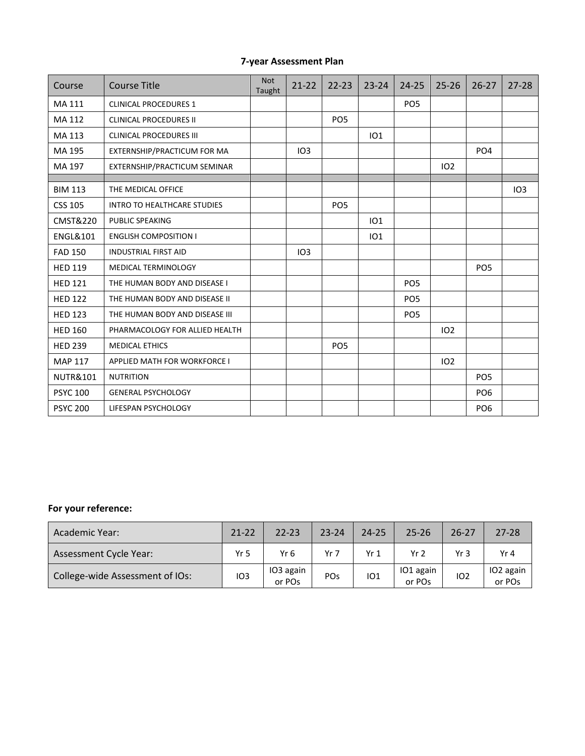**7-year Assessment Plan**

| Course | Course Title | Not Taught | 21-22 | 22-23 | 23-24 | 24-25 | 25-26 | 26-27 | 27-28 |
|---|---|---|---|---|---|---|---|---|---|
| MA 111 | CLINICAL PROCEDURES 1 | | | | | PO5 | | | |
| MA 112 | CLINICAL PROCEDURES II | | | PO5 | | | | | |
| MA 113 | CLINICAL PROCEDURES III | | | | IO1 | | | | |
| MA 195 | EXTERNSHIP/PRACTICUM FOR MA | | IO3 | | | | | PO4 | |
| MA 197 | EXTERNSHIP/PRACTICUM SEMINAR | | | | | | IO2 | | |
| | | | | | | | | | |
| BIM 113 | THE MEDICAL OFFICE | | | | | | | | IO3 |
| CSS 105 | INTRO TO HEALTHCARE STUDIES | | | PO5 | | | | | |
| CMST&220 | PUBLIC SPEAKING | | | | IO1 | | | | |
| ENGL&101 | ENGLISH COMPOSITION I | | | | IO1 | | | | |
| FAD 150 | INDUSTRIAL FIRST AID | | IO3 | | | | | | |
| HED 119 | MEDICAL TERMINOLOGY | | | | | | | PO5 | |
| HED 121 | THE HUMAN BODY AND DISEASE I | | | | | PO5 | | | |
| HED 122 | THE HUMAN BODY AND DISEASE II | | | | | PO5 | | | |
| HED 123 | THE HUMAN BODY AND DISEASE III | | | | | PO5 | | | |
| HED 160 | PHARMACOLOGY FOR ALLIED HEALTH | | | | | | IO2 | | |
| HED 239 | MEDICAL ETHICS | | | PO5 | | | | | |
| MAP 117 | APPLIED MATH FOR WORKFORCE I | | | | | | IO2 | | |
| NUTR&101 | NUTRITION | | | | | | | PO5 | |
| PSYC 100 | GENERAL PSYCHOLOGY | | | | | | | PO6 | |
| PSYC 200 | LIFESPAN PSYCHOLOGY | | | | | | | PO6 | |

**For your reference:**

| Academic Year: | 21-22 | 22-23 | 23-24 | 24-25 | 25-26 | 26-27 | 27-28 |
|---|---|---|---|---|---|---|---|
| Assessment Cycle Year: | Yr 5 | Yr 6 | Yr 7 | Yr 1 | Yr 2 | Yr 3 | Yr 4 |
| College-wide Assessment of IOs: | IO3 | IO3 again or POs | POs | IO1 | IO1 again or POs | IO2 | IO2 again or POs |